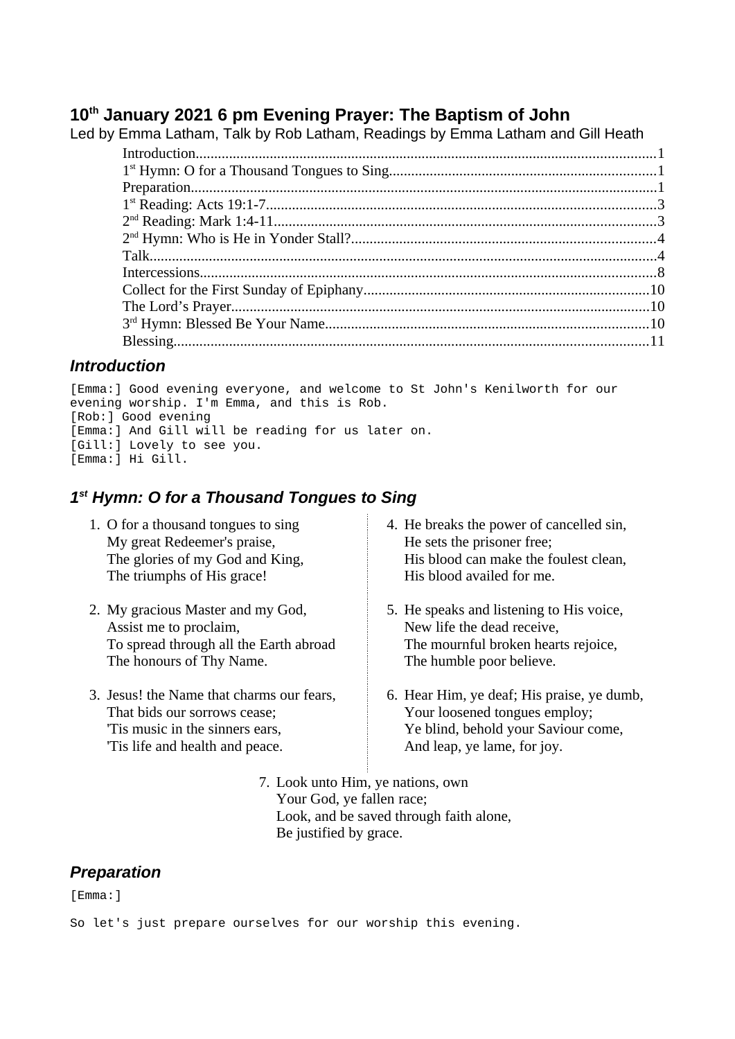# 10th January 2021 6 pm Evening Prayer: The Baptism of John

Led by Emma Latham, Talk by Rob Latham, Readings by Emma Latham and Gill Heath

- Introduction....1
- 1st Hymn: O for a Thousand Tongues to Sing....1
- Preparation....1
- 1st Reading: Acts 19:1-7....3
- 2nd Reading: Mark 1:4-11....3
- 2nd Hymn: Who is He in Yonder Stall?....4
- Talk....4
- Intercessions....8
- Collect for the First Sunday of Epiphany....10
- The Lord's Prayer....10
- 3rd Hymn: Blessed Be Your Name....10
- Blessing....11

## *Introduction*

```
[Emma:] Good evening everyone, and welcome to St John's Kenilworth for our
evening worship. I'm Emma, and this is Rob.
[Rob:] Good evening
[Emma:] And Gill will be reading for us later on.
[Gill:] Lovely to see you.
[Emma:] Hi Gill.
```

## *1st Hymn: O for a Thousand Tongues to Sing*

1. O for a thousand tongues to sing
   My great Redeemer's praise,
   The glories of my God and King,
   The triumphs of His grace!

2. My gracious Master and my God,
   Assist me to proclaim,
   To spread through all the Earth abroad
   The honours of Thy Name.

3. Jesus! the Name that charms our fears,
   That bids our sorrows cease;
   'Tis music in the sinners ears,
   'Tis life and health and peace.

4. He breaks the power of cancelled sin,
   He sets the prisoner free;
   His blood can make the foulest clean,
   His blood availed for me.

5. He speaks and listening to His voice,
   New life the dead receive,
   The mournful broken hearts rejoice,
   The humble poor believe.

6. Hear Him, ye deaf; His praise, ye dumb,
   Your loosened tongues employ;
   Ye blind, behold your Saviour come,
   And leap, ye lame, for joy.

7. Look unto Him, ye nations, own
   Your God, ye fallen race;
   Look, and be saved through faith alone,
   Be justified by grace.

## *Preparation*

```
[Emma:]

So let's just prepare ourselves for our worship this evening.
```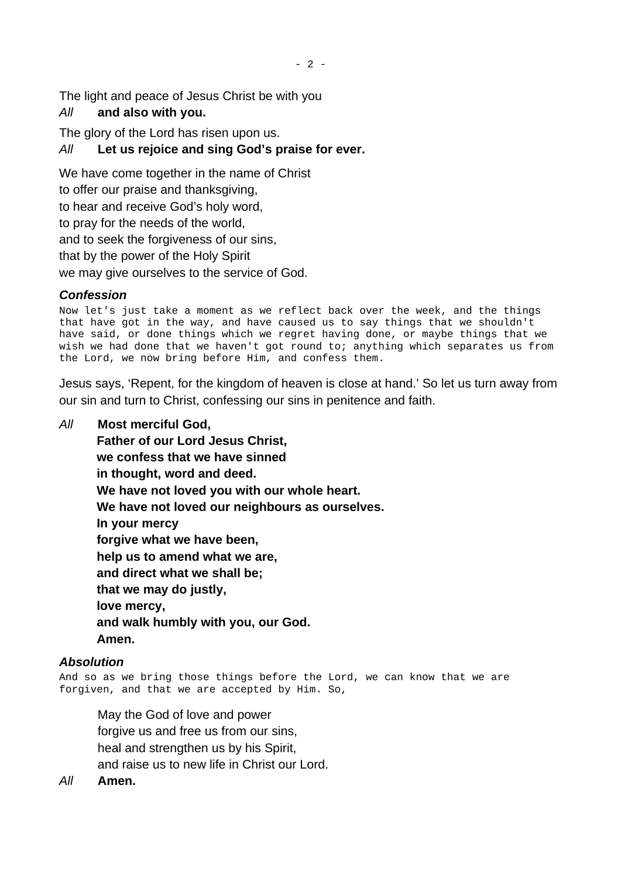The light and peace of Jesus Christ be with you

*All* **and also with you.**

The glory of the Lord has risen upon us.

*All* **Let us rejoice and sing God's praise for ever.**

We have come together in the name of Christ
to offer our praise and thanksgiving,
to hear and receive God's holy word,
to pray for the needs of the world,
and to seek the forgiveness of our sins,
that by the power of the Holy Spirit
we may give ourselves to the service of God.

### *Confession*

```
Now let's just take a moment as we reflect back over the week, and the things
that have got in the way, and have caused us to say things that we shouldn't
have said, or done things which we regret having done, or maybe things that we
wish we had done that we haven't got round to; anything which separates us from
the Lord, we now bring before Him, and confess them.
```

Jesus says, 'Repent, for the kingdom of heaven is close at hand.' So let us turn away from our sin and turn to Christ, confessing our sins in penitence and faith.

*All* **Most merciful God,
Father of our Lord Jesus Christ,
we confess that we have sinned
in thought, word and deed.
We have not loved you with our whole heart.
We have not loved our neighbours as ourselves.
In your mercy
forgive what we have been,
help us to amend what we are,
and direct what we shall be;
that we may do justly,
love mercy,
and walk humbly with you, our God.
Amen.**

### *Absolution*

```
And so as we bring those things before the Lord, we can know that we are
forgiven, and that we are accepted by Him. So,
```

May the God of love and power
forgive us and free us from our sins,
heal and strengthen us by his Spirit,
and raise us to new life in Christ our Lord.

*All* **Amen.**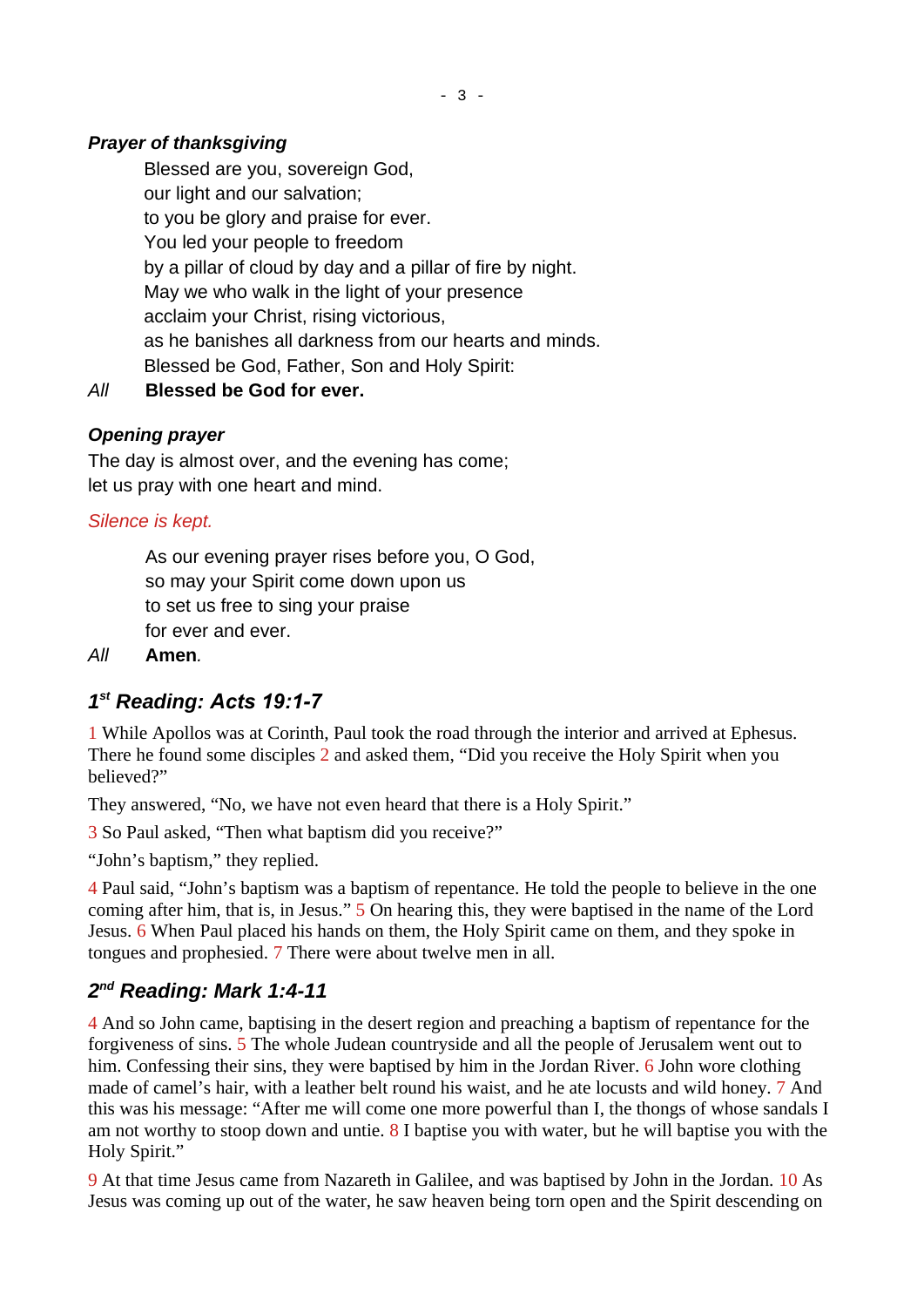### *Prayer of thanksgiving*

Blessed are you, sovereign God,
our light and our salvation;
to you be glory and praise for ever.
You led your people to freedom
by a pillar of cloud by day and a pillar of fire by night.
May we who walk in the light of your presence
acclaim your Christ, rising victorious,
as he banishes all darkness from our hearts and minds.
Blessed be God, Father, Son and Holy Spirit:

*All* **Blessed be God for ever.**

### *Opening prayer*

The day is almost over, and the evening has come;
let us pray with one heart and mind.

*Silence is kept.*

As our evening prayer rises before you, O God,
so may your Spirit come down upon us
to set us free to sing your praise
for ever and ever.

*All* **Amen***.*

## *1st Reading: Acts 19:1-7*

1 While Apollos was at Corinth, Paul took the road through the interior and arrived at Ephesus. There he found some disciples 2 and asked them, “Did you receive the Holy Spirit when you believed?”

They answered, “No, we have not even heard that there is a Holy Spirit.”

3 So Paul asked, “Then what baptism did you receive?”

“John’s baptism,” they replied.

4 Paul said, “John’s baptism was a baptism of repentance. He told the people to believe in the one coming after him, that is, in Jesus.” 5 On hearing this, they were baptised in the name of the Lord Jesus. 6 When Paul placed his hands on them, the Holy Spirit came on them, and they spoke in tongues and prophesied. 7 There were about twelve men in all.

## *2nd Reading: Mark 1:4-11*

4 And so John came, baptising in the desert region and preaching a baptism of repentance for the forgiveness of sins. 5 The whole Judean countryside and all the people of Jerusalem went out to him. Confessing their sins, they were baptised by him in the Jordan River. 6 John wore clothing made of camel’s hair, with a leather belt round his waist, and he ate locusts and wild honey. 7 And this was his message: “After me will come one more powerful than I, the thongs of whose sandals I am not worthy to stoop down and untie. 8 I baptise you with water, but he will baptise you with the Holy Spirit.”

9 At that time Jesus came from Nazareth in Galilee, and was baptised by John in the Jordan. 10 As Jesus was coming up out of the water, he saw heaven being torn open and the Spirit descending on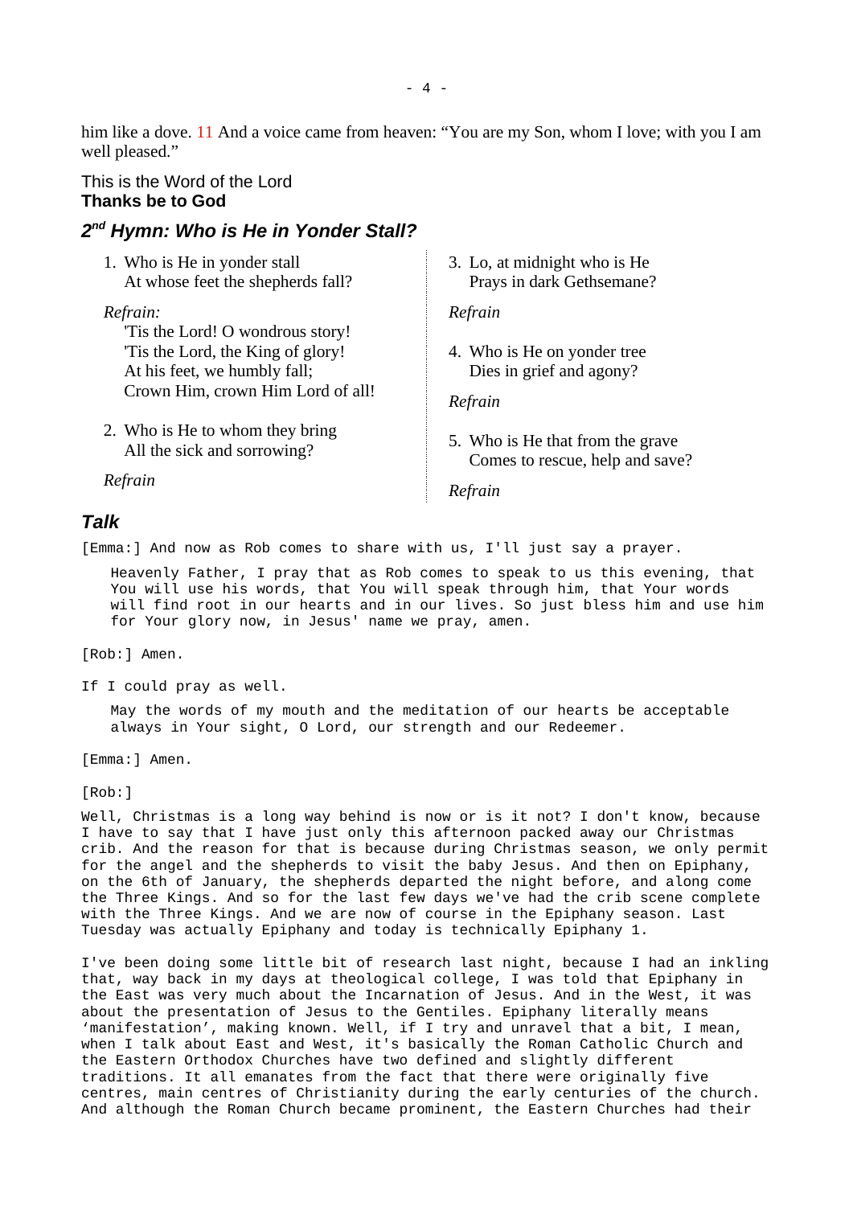him like a dove. 11 And a voice came from heaven: “You are my Son, whom I love; with you I am well pleased.”

This is the Word of the Lord
**Thanks be to God**

## *2nd Hymn: Who is He in Yonder Stall?*

1. Who is He in yonder stall
   At whose feet the shepherds fall?

*Refrain:*
'Tis the Lord! O wondrous story!
'Tis the Lord, the King of glory!
At his feet, we humbly fall;
Crown Him, crown Him Lord of all!

2. Who is He to whom they bring
   All the sick and sorrowing?

*Refrain*

3. Lo, at midnight who is He
   Prays in dark Gethsemane?

*Refrain*

4. Who is He on yonder tree
   Dies in grief and agony?

*Refrain*

5. Who is He that from the grave
   Comes to rescue, help and save?

*Refrain*

## *Talk*

[Emma:] And now as Rob comes to share with us, I'll just say a prayer.

> Heavenly Father, I pray that as Rob comes to speak to us this evening, that You will use his words, that You will speak through him, that Your words will find root in our hearts and in our lives. So just bless him and use him for Your glory now, in Jesus' name we pray, amen.

[Rob:] Amen.

If I could pray as well.

> May the words of my mouth and the meditation of our hearts be acceptable always in Your sight, O Lord, our strength and our Redeemer.

[Emma:] Amen.

[Rob:]

Well, Christmas is a long way behind is now or is it not? I don't know, because I have to say that I have just only this afternoon packed away our Christmas crib. And the reason for that is because during Christmas season, we only permit for the angel and the shepherds to visit the baby Jesus. And then on Epiphany, on the 6th of January, the shepherds departed the night before, and along come the Three Kings. And so for the last few days we've had the crib scene complete with the Three Kings. And we are now of course in the Epiphany season. Last Tuesday was actually Epiphany and today is technically Epiphany 1.

I've been doing some little bit of research last night, because I had an inkling that, way back in my days at theological college, I was told that Epiphany in the East was very much about the Incarnation of Jesus. And in the West, it was about the presentation of Jesus to the Gentiles. Epiphany literally means ‘manifestation’, making known. Well, if I try and unravel that a bit, I mean, when I talk about East and West, it's basically the Roman Catholic Church and the Eastern Orthodox Churches have two defined and slightly different traditions. It all emanates from the fact that there were originally five centres, main centres of Christianity during the early centuries of the church. And although the Roman Church became prominent, the Eastern Churches had their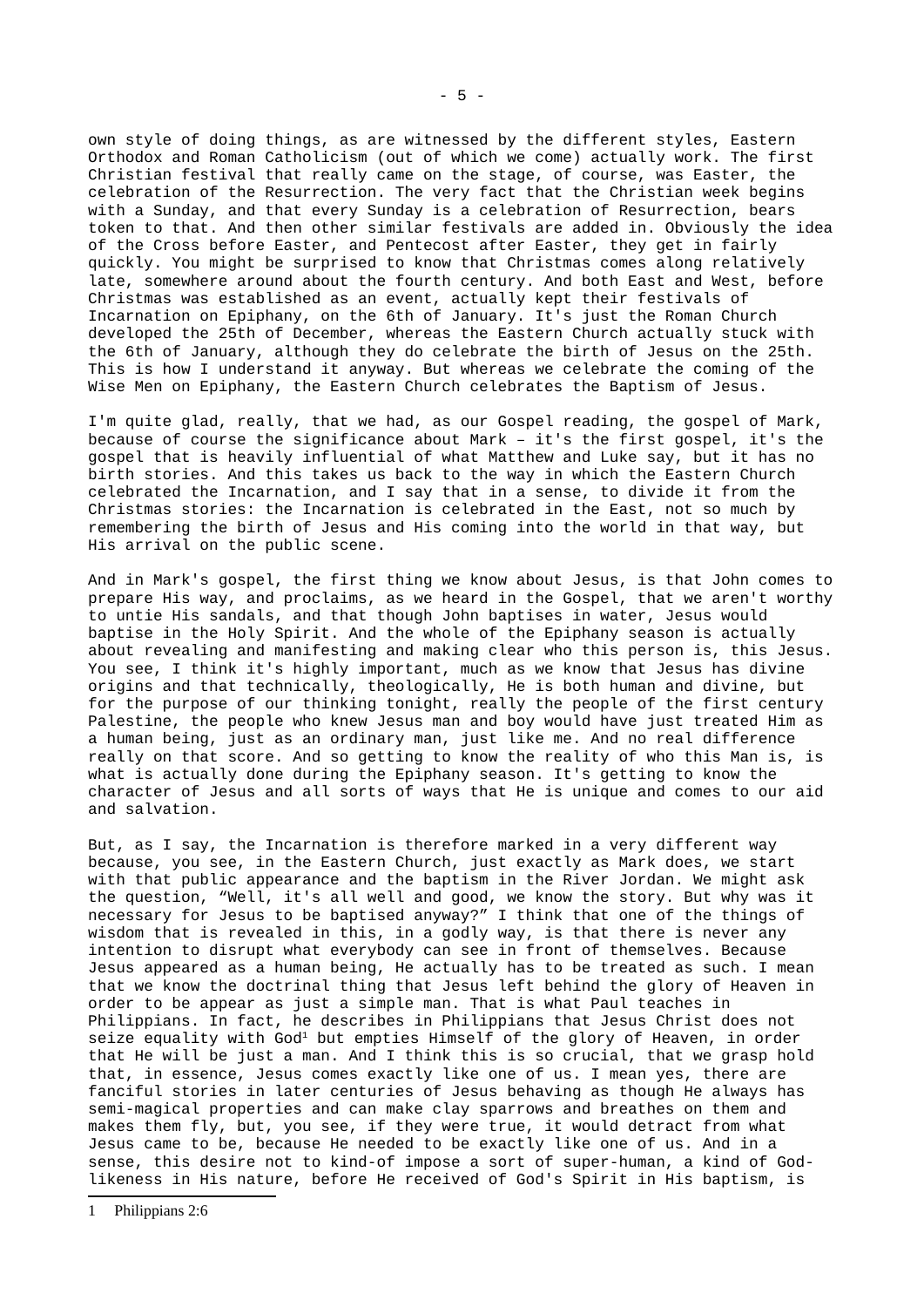own style of doing things, as are witnessed by the different styles, Eastern Orthodox and Roman Catholicism (out of which we come) actually work. The first Christian festival that really came on the stage, of course, was Easter, the celebration of the Resurrection. The very fact that the Christian week begins with a Sunday, and that every Sunday is a celebration of Resurrection, bears token to that. And then other similar festivals are added in. Obviously the idea of the Cross before Easter, and Pentecost after Easter, they get in fairly quickly. You might be surprised to know that Christmas comes along relatively late, somewhere around about the fourth century. And both East and West, before Christmas was established as an event, actually kept their festivals of Incarnation on Epiphany, on the 6th of January. It's just the Roman Church developed the 25th of December, whereas the Eastern Church actually stuck with the 6th of January, although they do celebrate the birth of Jesus on the 25th. This is how I understand it anyway. But whereas we celebrate the coming of the Wise Men on Epiphany, the Eastern Church celebrates the Baptism of Jesus.

I'm quite glad, really, that we had, as our Gospel reading, the gospel of Mark, because of course the significance about Mark – it's the first gospel, it's the gospel that is heavily influential of what Matthew and Luke say, but it has no birth stories. And this takes us back to the way in which the Eastern Church celebrated the Incarnation, and I say that in a sense, to divide it from the Christmas stories: the Incarnation is celebrated in the East, not so much by remembering the birth of Jesus and His coming into the world in that way, but His arrival on the public scene.

And in Mark's gospel, the first thing we know about Jesus, is that John comes to prepare His way, and proclaims, as we heard in the Gospel, that we aren't worthy to untie His sandals, and that though John baptises in water, Jesus would baptise in the Holy Spirit. And the whole of the Epiphany season is actually about revealing and manifesting and making clear who this person is, this Jesus. You see, I think it's highly important, much as we know that Jesus has divine origins and that technically, theologically, He is both human and divine, but for the purpose of our thinking tonight, really the people of the first century Palestine, the people who knew Jesus man and boy would have just treated Him as a human being, just as an ordinary man, just like me. And no real difference really on that score. And so getting to know the reality of who this Man is, is what is actually done during the Epiphany season. It's getting to know the character of Jesus and all sorts of ways that He is unique and comes to our aid and salvation.

But, as I say, the Incarnation is therefore marked in a very different way because, you see, in the Eastern Church, just exactly as Mark does, we start with that public appearance and the baptism in the River Jordan. We might ask the question, "Well, it's all well and good, we know the story. But why was it necessary for Jesus to be baptised anyway?" I think that one of the things of wisdom that is revealed in this, in a godly way, is that there is never any intention to disrupt what everybody can see in front of themselves. Because Jesus appeared as a human being, He actually has to be treated as such. I mean that we know the doctrinal thing that Jesus left behind the glory of Heaven in order to be appear as just a simple man. That is what Paul teaches in Philippians. In fact, he describes in Philippians that Jesus Christ does not seize equality with God[1] but empties Himself of the glory of Heaven, in order that He will be just a man. And I think this is so crucial, that we grasp hold that, in essence, Jesus comes exactly like one of us. I mean yes, there are fanciful stories in later centuries of Jesus behaving as though He always has semi-magical properties and can make clay sparrows and breathes on them and makes them fly, but, you see, if they were true, it would detract from what Jesus came to be, because He needed to be exactly like one of us. And in a sense, this desire not to kind-of impose a sort of super-human, a kind of God-likeness in His nature, before He received of God's Spirit in His baptism, is

1 Philippians 2:6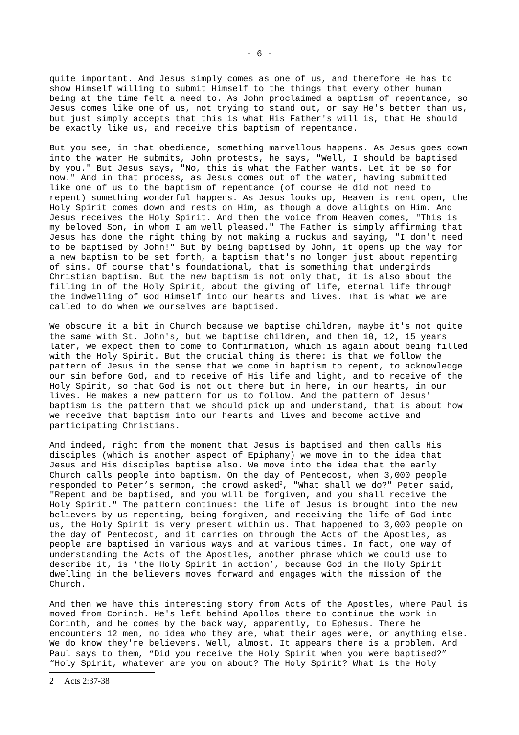quite important. And Jesus simply comes as one of us, and therefore He has to show Himself willing to submit Himself to the things that every other human being at the time felt a need to. As John proclaimed a baptism of repentance, so Jesus comes like one of us, not trying to stand out, or say He's better than us, but just simply accepts that this is what His Father's will is, that He should be exactly like us, and receive this baptism of repentance.

But you see, in that obedience, something marvellous happens. As Jesus goes down into the water He submits, John protests, he says, "Well, I should be baptised by you." But Jesus says, "No, this is what the Father wants. Let it be so for now." And in that process, as Jesus comes out of the water, having submitted like one of us to the baptism of repentance (of course He did not need to repent) something wonderful happens. As Jesus looks up, Heaven is rent open, the Holy Spirit comes down and rests on Him, as though a dove alights on Him. And Jesus receives the Holy Spirit. And then the voice from Heaven comes, "This is my beloved Son, in whom I am well pleased." The Father is simply affirming that Jesus has done the right thing by not making a ruckus and saying, "I don't need to be baptised by John!" But by being baptised by John, it opens up the way for a new baptism to be set forth, a baptism that's no longer just about repenting of sins. Of course that's foundational, that is something that undergirds Christian baptism. But the new baptism is not only that, it is also about the filling in of the Holy Spirit, about the giving of life, eternal life through the indwelling of God Himself into our hearts and lives. That is what we are called to do when we ourselves are baptised.

We obscure it a bit in Church because we baptise children, maybe it's not quite the same with St. John's, but we baptise children, and then 10, 12, 15 years later, we expect them to come to Confirmation, which is again about being filled with the Holy Spirit. But the crucial thing is there: is that we follow the pattern of Jesus in the sense that we come in baptism to repent, to acknowledge our sin before God, and to receive of His life and light, and to receive of the Holy Spirit, so that God is not out there but in here, in our hearts, in our lives. He makes a new pattern for us to follow. And the pattern of Jesus' baptism is the pattern that we should pick up and understand, that is about how we receive that baptism into our hearts and lives and become active and participating Christians.

And indeed, right from the moment that Jesus is baptised and then calls His disciples (which is another aspect of Epiphany) we move in to the idea that Jesus and His disciples baptise also. We move into the idea that the early Church calls people into baptism. On the day of Pentecost, when 3,000 people responded to Peter's sermon, the crowd asked[2], "What shall we do?" Peter said, "Repent and be baptised, and you will be forgiven, and you shall receive the Holy Spirit." The pattern continues: the life of Jesus is brought into the new believers by us repenting, being forgiven, and receiving the life of God into us, the Holy Spirit is very present within us. That happened to 3,000 people on the day of Pentecost, and it carries on through the Acts of the Apostles, as people are baptised in various ways and at various times. In fact, one way of understanding the Acts of the Apostles, another phrase which we could use to describe it, is 'the Holy Spirit in action', because God in the Holy Spirit dwelling in the believers moves forward and engages with the mission of the Church.

And then we have this interesting story from Acts of the Apostles, where Paul is moved from Corinth. He's left behind Apollos there to continue the work in Corinth, and he comes by the back way, apparently, to Ephesus. There he encounters 12 men, no idea who they are, what their ages were, or anything else. We do know they're believers. Well, almost. It appears there is a problem. And Paul says to them, "Did you receive the Holy Spirit when you were baptised?" "Holy Spirit, whatever are you on about? The Holy Spirit? What is the Holy

[2] Acts 2:37-38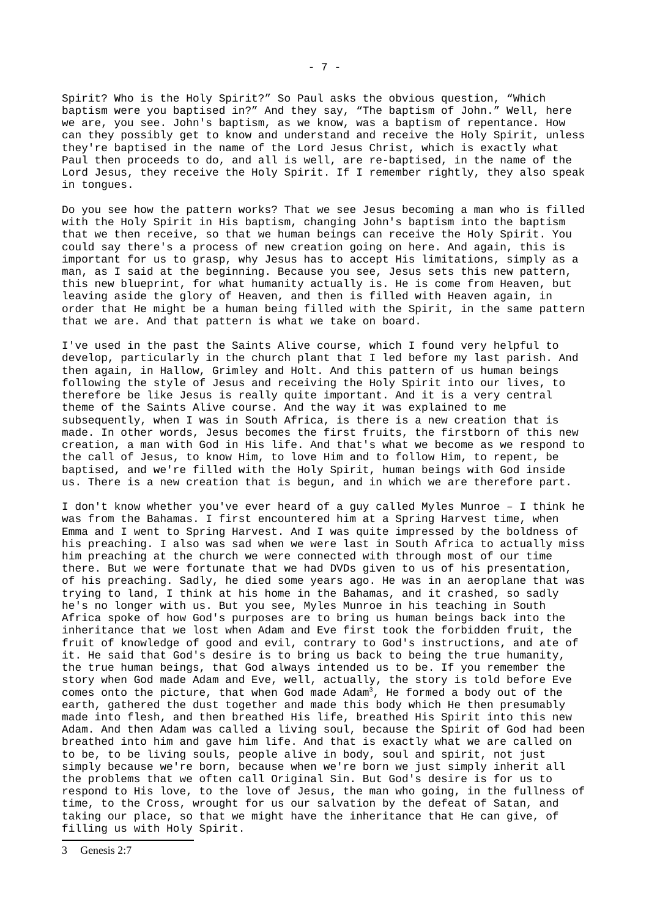Spirit? Who is the Holy Spirit?" So Paul asks the obvious question, "Which baptism were you baptised in?" And they say, "The baptism of John." Well, here we are, you see. John's baptism, as we know, was a baptism of repentance. How can they possibly get to know and understand and receive the Holy Spirit, unless they're baptised in the name of the Lord Jesus Christ, which is exactly what Paul then proceeds to do, and all is well, are re-baptised, in the name of the Lord Jesus, they receive the Holy Spirit. If I remember rightly, they also speak in tongues.

Do you see how the pattern works? That we see Jesus becoming a man who is filled with the Holy Spirit in His baptism, changing John's baptism into the baptism that we then receive, so that we human beings can receive the Holy Spirit. You could say there's a process of new creation going on here. And again, this is important for us to grasp, why Jesus has to accept His limitations, simply as a man, as I said at the beginning. Because you see, Jesus sets this new pattern, this new blueprint, for what humanity actually is. He is come from Heaven, but leaving aside the glory of Heaven, and then is filled with Heaven again, in order that He might be a human being filled with the Spirit, in the same pattern that we are. And that pattern is what we take on board.

I've used in the past the Saints Alive course, which I found very helpful to develop, particularly in the church plant that I led before my last parish. And then again, in Hallow, Grimley and Holt. And this pattern of us human beings following the style of Jesus and receiving the Holy Spirit into our lives, to therefore be like Jesus is really quite important. And it is a very central theme of the Saints Alive course. And the way it was explained to me subsequently, when I was in South Africa, is there is a new creation that is made. In other words, Jesus becomes the first fruits, the firstborn of this new creation, a man with God in His life. And that's what we become as we respond to the call of Jesus, to know Him, to love Him and to follow Him, to repent, be baptised, and we're filled with the Holy Spirit, human beings with God inside us. There is a new creation that is begun, and in which we are therefore part.

I don't know whether you've ever heard of a guy called Myles Munroe – I think he was from the Bahamas. I first encountered him at a Spring Harvest time, when Emma and I went to Spring Harvest. And I was quite impressed by the boldness of his preaching. I also was sad when we were last in South Africa to actually miss him preaching at the church we were connected with through most of our time there. But we were fortunate that we had DVDs given to us of his presentation, of his preaching. Sadly, he died some years ago. He was in an aeroplane that was trying to land, I think at his home in the Bahamas, and it crashed, so sadly he's no longer with us. But you see, Myles Munroe in his teaching in South Africa spoke of how God's purposes are to bring us human beings back into the inheritance that we lost when Adam and Eve first took the forbidden fruit, the fruit of knowledge of good and evil, contrary to God's instructions, and ate of it. He said that God's desire is to bring us back to being the true humanity, the true human beings, that God always intended us to be. If you remember the story when God made Adam and Eve, well, actually, the story is told before Eve comes onto the picture, that when God made Adam[3], He formed a body out of the earth, gathered the dust together and made this body which He then presumably made into flesh, and then breathed His life, breathed His Spirit into this new Adam. And then Adam was called a living soul, because the Spirit of God had been breathed into him and gave him life. And that is exactly what we are called on to be, to be living souls, people alive in body, soul and spirit, not just simply because we're born, because when we're born we just simply inherit all the problems that we often call Original Sin. But God's desire is for us to respond to His love, to the love of Jesus, the man who going, in the fullness of time, to the Cross, wrought for us our salvation by the defeat of Satan, and taking our place, so that we might have the inheritance that He can give, of filling us with Holy Spirit.

3 Genesis 2:7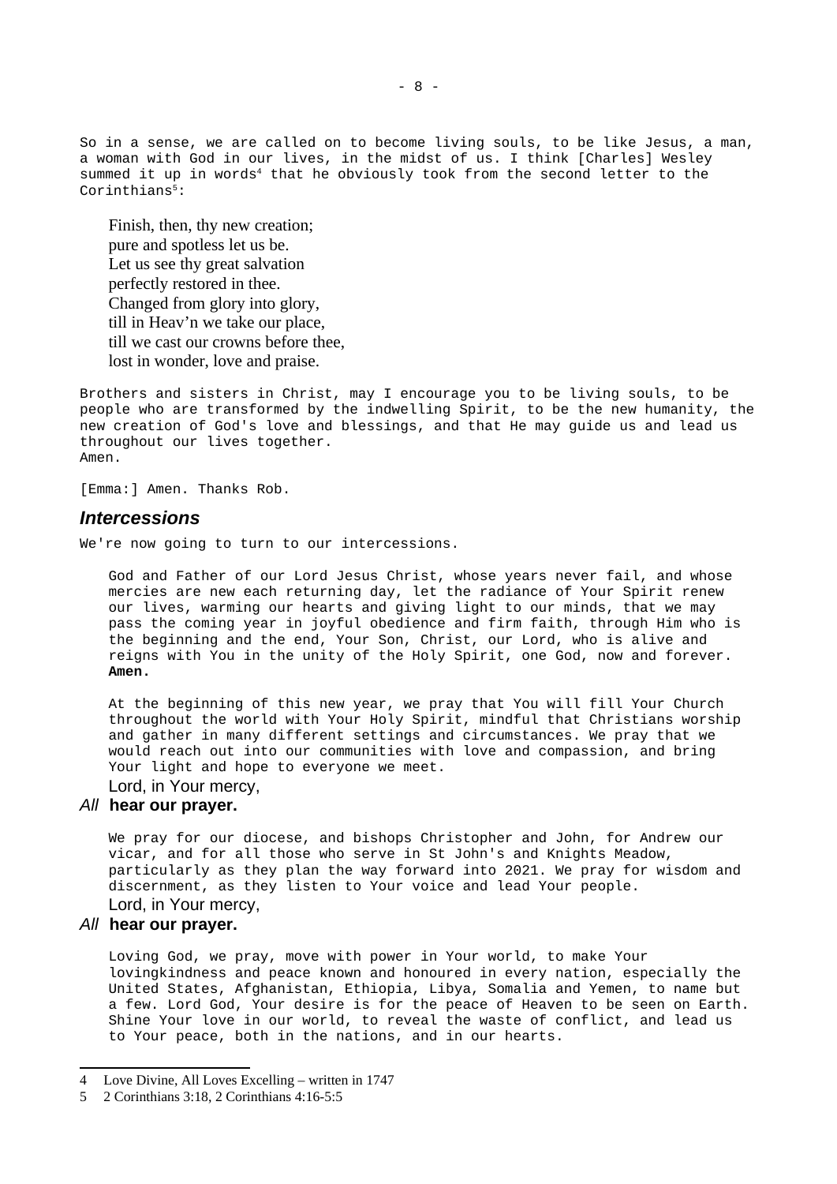So in a sense, we are called on to become living souls, to be like Jesus, a man, a woman with God in our lives, in the midst of us. I think [Charles] Wesley summed it up in words[4] that he obviously took from the second letter to the Corinthians[5]:

> Finish, then, thy new creation;
> pure and spotless let us be.
> Let us see thy great salvation
> perfectly restored in thee.
> Changed from glory into glory,
> till in Heav'n we take our place,
> till we cast our crowns before thee,
> lost in wonder, love and praise.

Brothers and sisters in Christ, may I encourage you to be living souls, to be people who are transformed by the indwelling Spirit, to be the new humanity, the new creation of God's love and blessings, and that He may guide us and lead us throughout our lives together.
Amen.

[Emma:] Amen. Thanks Rob.

## *Intercessions*

We're now going to turn to our intercessions.

> God and Father of our Lord Jesus Christ, whose years never fail, and whose mercies are new each returning day, let the radiance of Your Spirit renew our lives, warming our hearts and giving light to our minds, that we may pass the coming year in joyful obedience and firm faith, through Him who is the beginning and the end, Your Son, Christ, our Lord, who is alive and reigns with You in the unity of the Holy Spirit, one God, now and forever. **Amen.**
>
> At the beginning of this new year, we pray that You will fill Your Church throughout the world with Your Holy Spirit, mindful that Christians worship and gather in many different settings and circumstances. We pray that we would reach out into our communities with love and compassion, and bring Your light and hope to everyone we meet.
>
> Lord, in Your mercy,

*All* **hear our prayer.**

> We pray for our diocese, and bishops Christopher and John, for Andrew our vicar, and for all those who serve in St John's and Knights Meadow, particularly as they plan the way forward into 2021. We pray for wisdom and discernment, as they listen to Your voice and lead Your people.
>
> Lord, in Your mercy,

*All* **hear our prayer.**

> Loving God, we pray, move with power in Your world, to make Your lovingkindness and peace known and honoured in every nation, especially the United States, Afghanistan, Ethiopia, Libya, Somalia and Yemen, to name but a few. Lord God, Your desire is for the peace of Heaven to be seen on Earth. Shine Your love in our world, to reveal the waste of conflict, and lead us to Your peace, both in the nations, and in our hearts.

---

4 Love Divine, All Loves Excelling – written in 1747

5 2 Corinthians 3:18, 2 Corinthians 4:16-5:5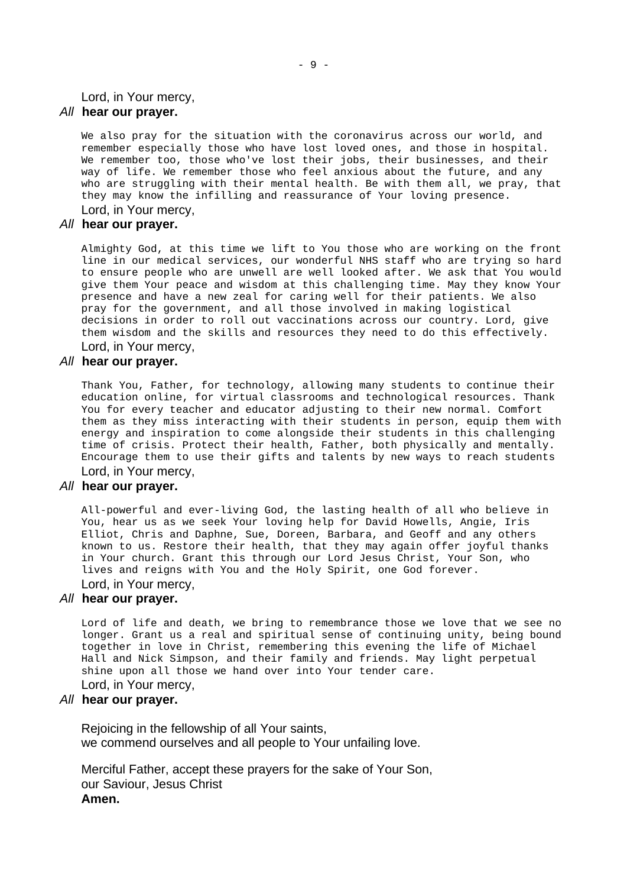Lord, in Your mercy,

*All* **hear our prayer.**

We also pray for the situation with the coronavirus across our world, and remember especially those who have lost loved ones, and those in hospital. We remember too, those who've lost their jobs, their businesses, and their way of life. We remember those who feel anxious about the future, and any who are struggling with their mental health. Be with them all, we pray, that they may know the infilling and reassurance of Your loving presence.

Lord, in Your mercy,

*All* **hear our prayer.**

Almighty God, at this time we lift to You those who are working on the front line in our medical services, our wonderful NHS staff who are trying so hard to ensure people who are unwell are well looked after. We ask that You would give them Your peace and wisdom at this challenging time. May they know Your presence and have a new zeal for caring well for their patients. We also pray for the government, and all those involved in making logistical decisions in order to roll out vaccinations across our country. Lord, give them wisdom and the skills and resources they need to do this effectively.

Lord, in Your mercy,

*All* **hear our prayer.**

Thank You, Father, for technology, allowing many students to continue their education online, for virtual classrooms and technological resources. Thank You for every teacher and educator adjusting to their new normal. Comfort them as they miss interacting with their students in person, equip them with energy and inspiration to come alongside their students in this challenging time of crisis. Protect their health, Father, both physically and mentally. Encourage them to use their gifts and talents by new ways to reach students

Lord, in Your mercy,

*All* **hear our prayer.**

All-powerful and ever-living God, the lasting health of all who believe in You, hear us as we seek Your loving help for David Howells, Angie, Iris Elliot, Chris and Daphne, Sue, Doreen, Barbara, and Geoff and any others known to us. Restore their health, that they may again offer joyful thanks in Your church. Grant this through our Lord Jesus Christ, Your Son, who lives and reigns with You and the Holy Spirit, one God forever.

Lord, in Your mercy,

*All* **hear our prayer.**

Lord of life and death, we bring to remembrance those we love that we see no longer. Grant us a real and spiritual sense of continuing unity, being bound together in love in Christ, remembering this evening the life of Michael Hall and Nick Simpson, and their family and friends. May light perpetual shine upon all those we hand over into Your tender care.

Lord, in Your mercy,

*All* **hear our prayer.**

Rejoicing in the fellowship of all Your saints,
we commend ourselves and all people to Your unfailing love.

Merciful Father, accept these prayers for the sake of Your Son,
our Saviour, Jesus Christ
**Amen.**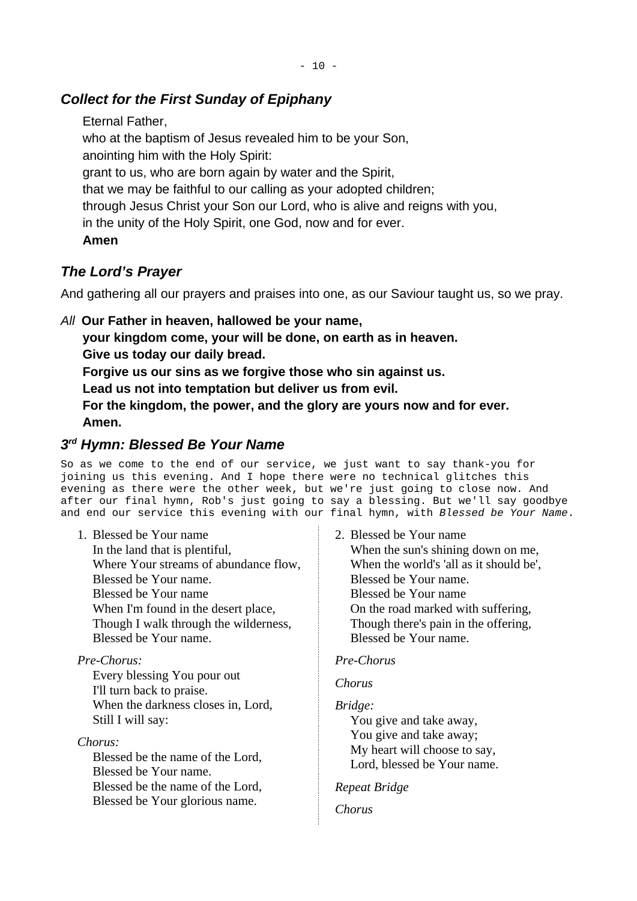## *Collect for the First Sunday of Epiphany*

Eternal Father,
who at the baptism of Jesus revealed him to be your Son,
anointing him with the Holy Spirit:
grant to us, who are born again by water and the Spirit,
that we may be faithful to our calling as your adopted children;
through Jesus Christ your Son our Lord, who is alive and reigns with you,
in the unity of the Holy Spirit, one God, now and for ever.
**Amen**

## *The Lord's Prayer*

And gathering all our prayers and praises into one, as our Saviour taught us, so we pray.

*All* **Our Father in heaven, hallowed be your name,**
**your kingdom come, your will be done, on earth as in heaven.**
**Give us today our daily bread.**
**Forgive us our sins as we forgive those who sin against us.**
**Lead us not into temptation but deliver us from evil.**
**For the kingdom, the power, and the glory are yours now and for ever.**
**Amen.**

## *3rd Hymn: Blessed Be Your Name*

So as we come to the end of our service, we just want to say thank-you for joining us this evening. And I hope there were no technical glitches this evening as there were the other week, but we're just going to close now. And after our final hymn, Rob's just going to say a blessing. But we'll say goodbye and end our service this evening with our final hymn, with *Blessed be Your Name*.

1. Blessed be Your name
   In the land that is plentiful,
   Where Your streams of abundance flow,
   Blessed be Your name.
   Blessed be Your name
   When I'm found in the desert place,
   Though I walk through the wilderness,
   Blessed be Your name.

*Pre-Chorus:*
Every blessing You pour out
I'll turn back to praise.
When the darkness closes in, Lord,
Still I will say:

*Chorus:*
Blessed be the name of the Lord,
Blessed be Your name.
Blessed be the name of the Lord,
Blessed be Your glorious name.

2. Blessed be Your name
   When the sun's shining down on me,
   When the world's 'all as it should be',
   Blessed be Your name.
   Blessed be Your name
   On the road marked with suffering,
   Though there's pain in the offering,
   Blessed be Your name.

*Pre-Chorus*

*Chorus*

*Bridge:*
You give and take away,
You give and take away;
My heart will choose to say,
Lord, blessed be Your name.

*Repeat Bridge*

*Chorus*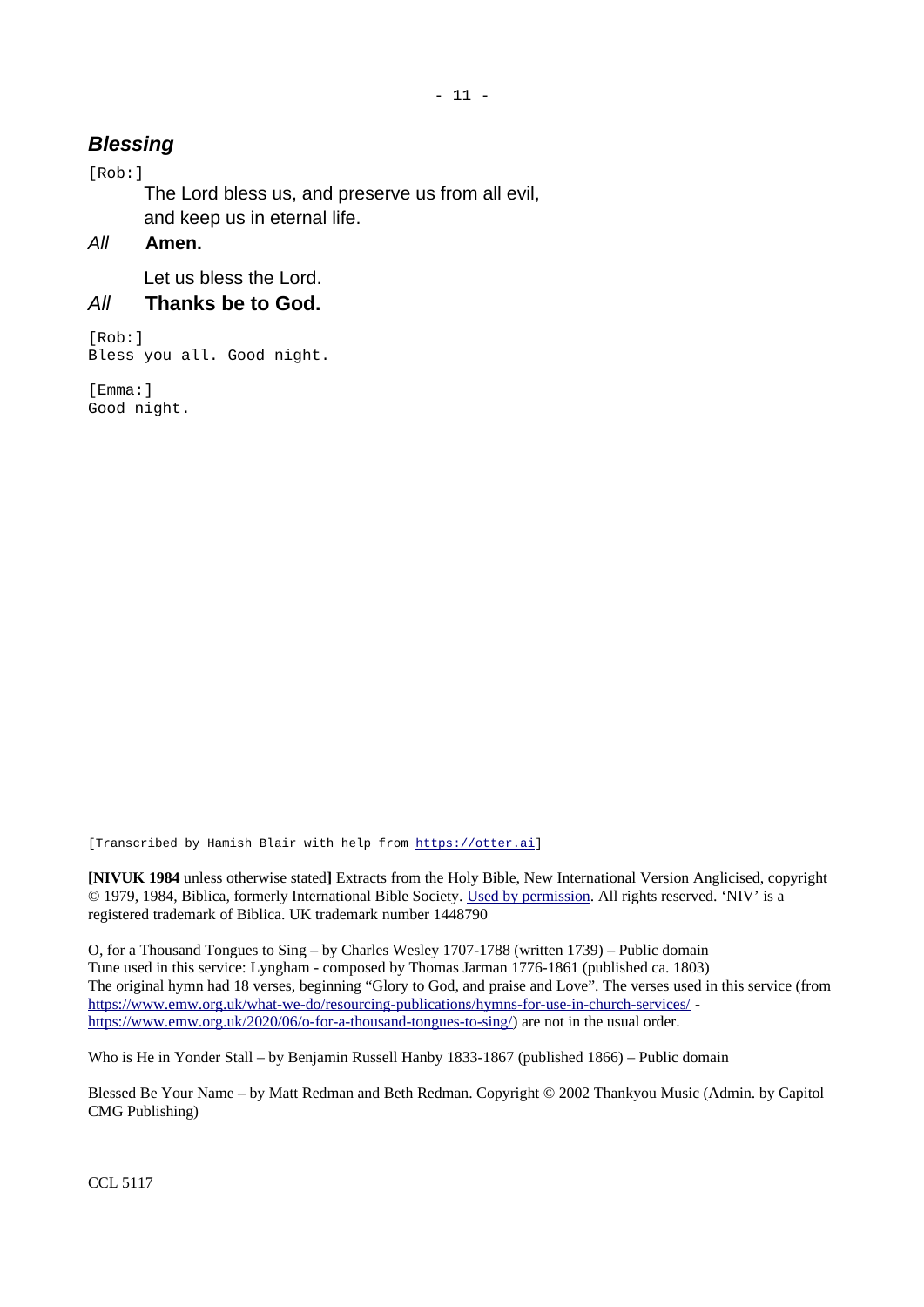## *Blessing*

[Rob:]

The Lord bless us, and preserve us from all evil,
and keep us in eternal life.

*All* **Amen.**

Let us bless the Lord.

*All* **Thanks be to God.**

[Rob:]
Bless you all. Good night.

[Emma:]
Good night.

[Transcribed by Hamish Blair with help from https://otter.ai]

**[NIVUK 1984** unless otherwise stated**]** Extracts from the Holy Bible, New International Version Anglicised, copyright © 1979, 1984, Biblica, formerly International Bible Society. Used by permission. All rights reserved. 'NIV' is a registered trademark of Biblica. UK trademark number 1448790

O, for a Thousand Tongues to Sing – by Charles Wesley 1707-1788 (written 1739) – Public domain
Tune used in this service: Lyngham - composed by Thomas Jarman 1776-1861 (published ca. 1803)
The original hymn had 18 verses, beginning "Glory to God, and praise and Love". The verses used in this service (from https://www.emw.org.uk/what-we-do/resourcing-publications/hymns-for-use-in-church-services/ - https://www.emw.org.uk/2020/06/o-for-a-thousand-tongues-to-sing/) are not in the usual order.

Who is He in Yonder Stall – by Benjamin Russell Hanby 1833-1867 (published 1866) – Public domain

Blessed Be Your Name – by Matt Redman and Beth Redman. Copyright © 2002 Thankyou Music (Admin. by Capitol CMG Publishing)

CCL 5117